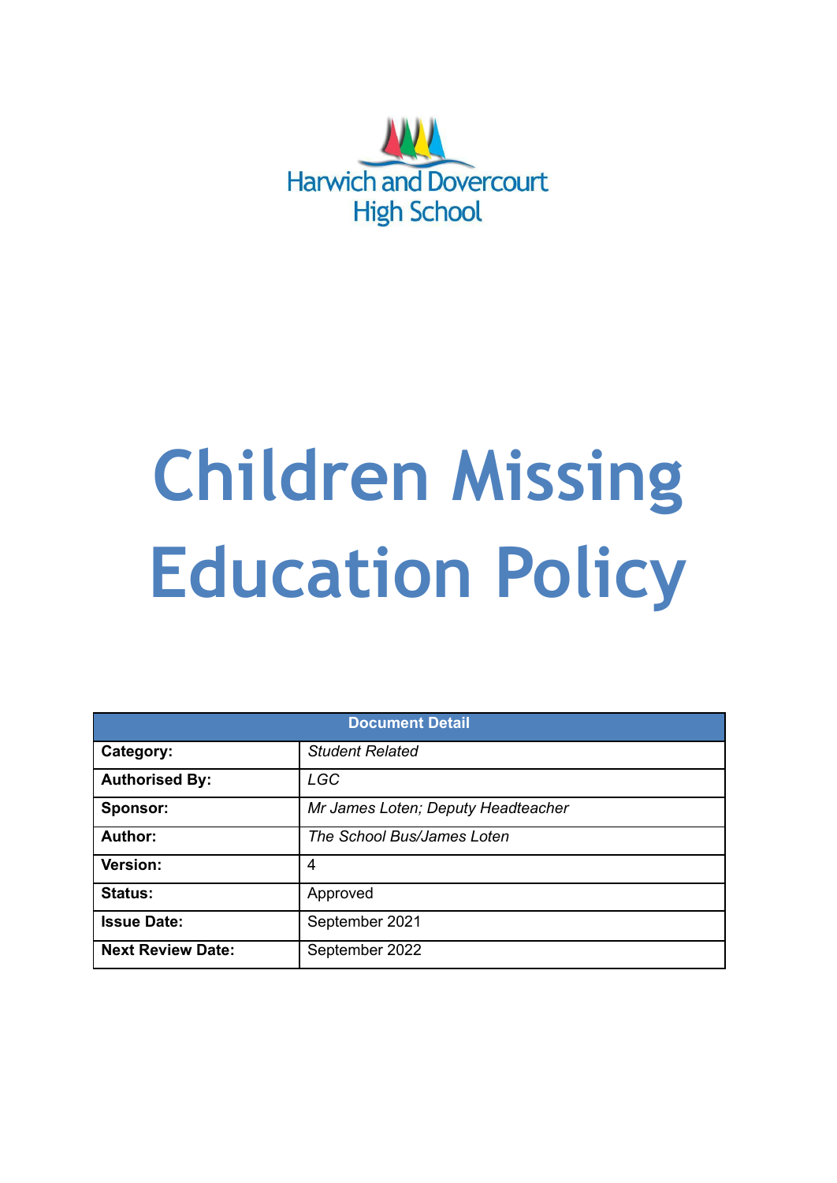Harwich and Dovercourt High School

# Children Missing Education Policy

| Document Detail | |
|---|---|
| **Category:** | *Student Related* |
| **Authorised By:** | *LGC* |
| **Sponsor:** | *Mr James Loten; Deputy Headteacher* |
| **Author:** | *The School Bus/James Loten* |
| **Version:** | 4 |
| **Status:** | Approved |
| **Issue Date:** | September 2021 |
| **Next Review Date:** | September 2022 |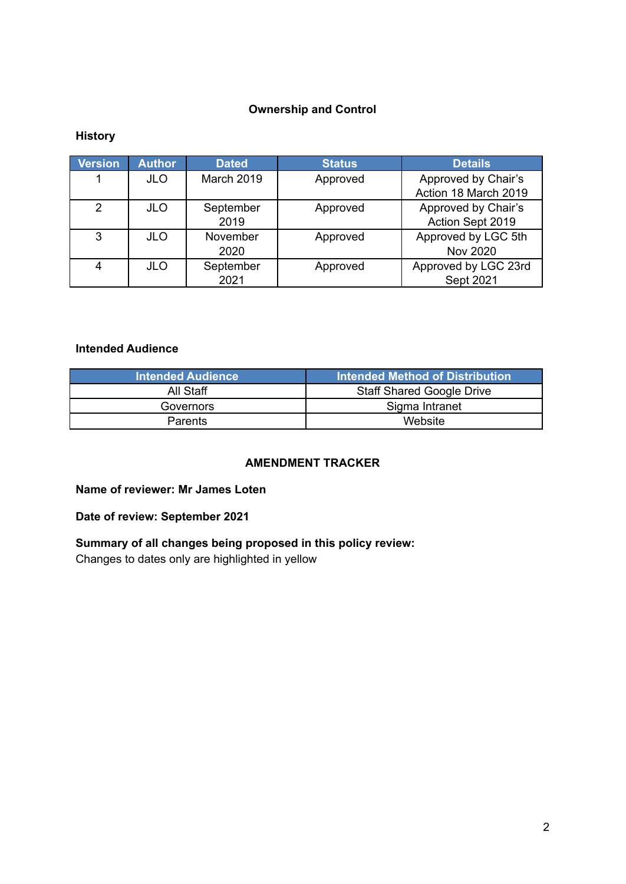## Ownership and Control

### History

| Version | Author | Dated | Status | Details |
|---|---|---|---|---|
| 1 | JLO | March 2019 | Approved | Approved by Chair's Action 18 March 2019 |
| 2 | JLO | September 2019 | Approved | Approved by Chair's Action Sept 2019 |
| 3 | JLO | November 2020 | Approved | Approved by LGC 5th Nov 2020 |
| 4 | JLO | September 2021 | Approved | Approved by LGC 23rd Sept 2021 |

### Intended Audience

| Intended Audience | Intended Method of Distribution |
|---|---|
| All Staff | Staff Shared Google Drive |
| Governors | Sigma Intranet |
| Parents | Website |

## AMENDMENT TRACKER

**Name of reviewer: Mr James Loten**

**Date of review: September 2021**

**Summary of all changes being proposed in this policy review:**
Changes to dates only are highlighted in yellow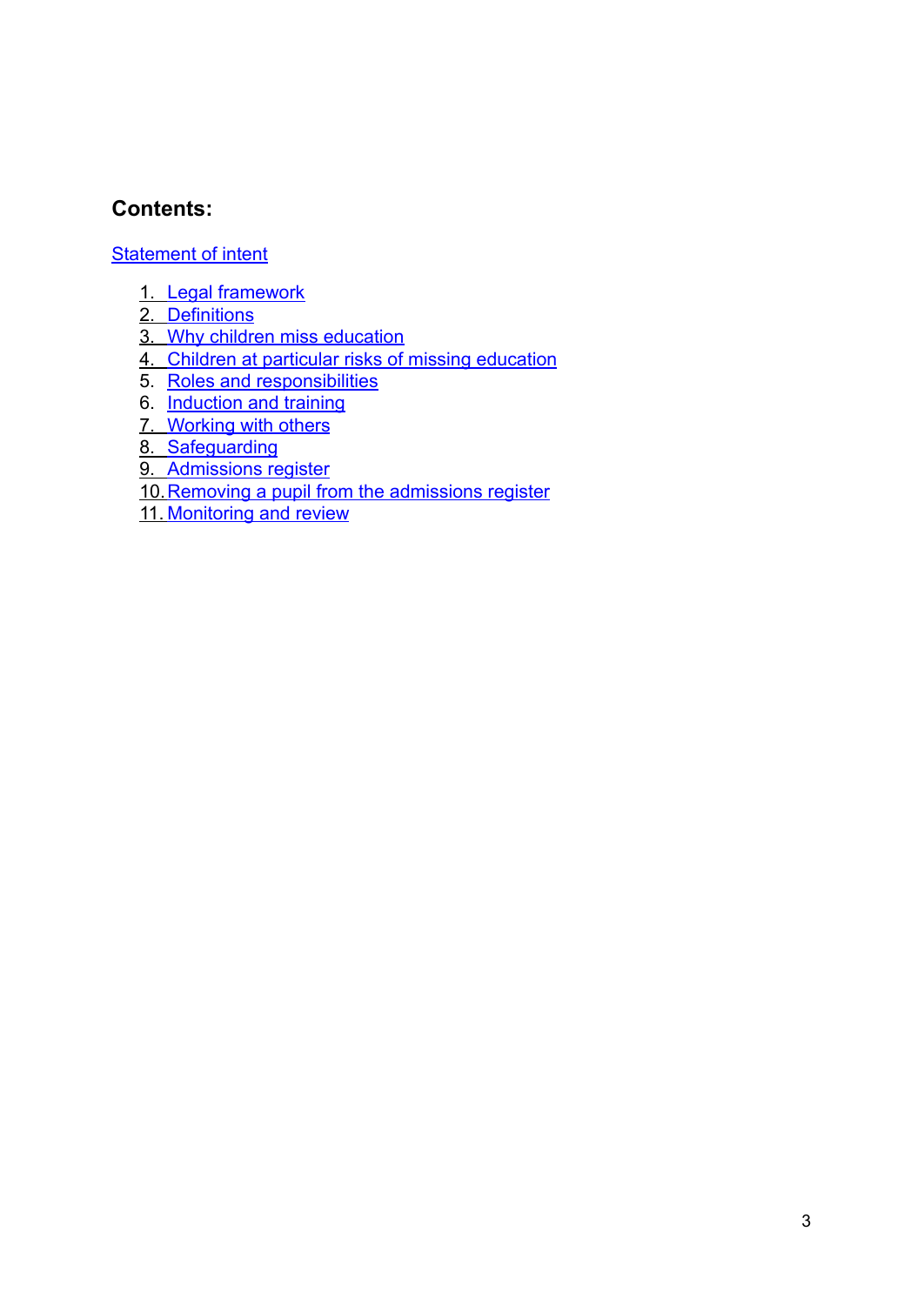## Contents:

Statement of intent

1. Legal framework
2. Definitions
3. Why children miss education
4. Children at particular risks of missing education
5. Roles and responsibilities
6. Induction and training
7. Working with others
8. Safeguarding
9. Admissions register
10. Removing a pupil from the admissions register
11. Monitoring and review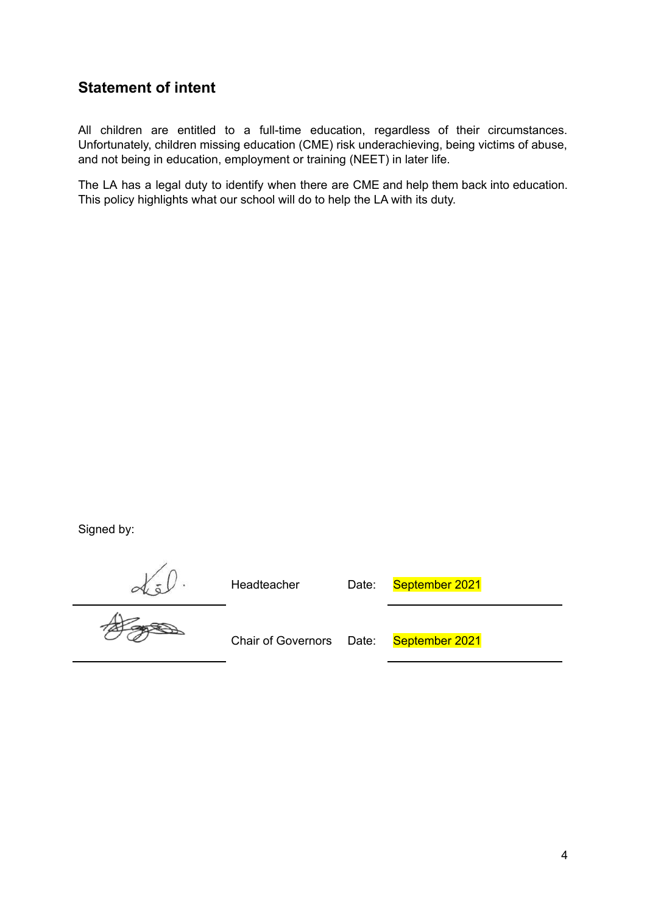## Statement of intent

All children are entitled to a full-time education, regardless of their circumstances. Unfortunately, children missing education (CME) risk underachieving, being victims of abuse, and not being in education, employment or training (NEET) in later life.

The LA has a legal duty to identify when there are CME and help them back into education. This policy highlights what our school will do to help the LA with its duty.

Signed by:

| | | | |
|---|---|---|---|
| | Headteacher | Date: | September 2021 |
| | Chair of Governors | Date: | September 2021 |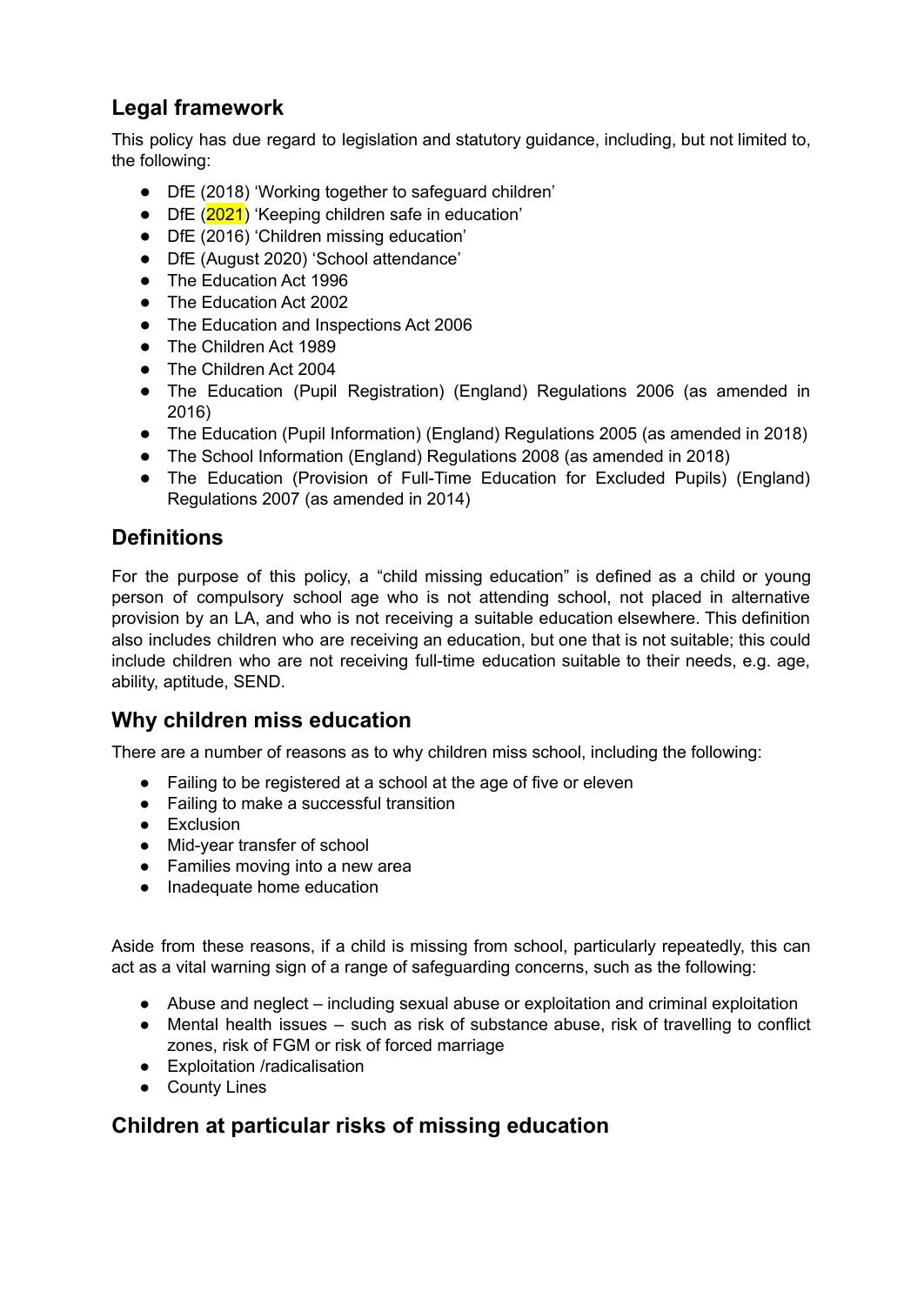## Legal framework

This policy has due regard to legislation and statutory guidance, including, but not limited to, the following:

- DfE (2018) 'Working together to safeguard children'
- DfE (2021) 'Keeping children safe in education'
- DfE (2016) 'Children missing education'
- DfE (August 2020) 'School attendance'
- The Education Act 1996
- The Education Act 2002
- The Education and Inspections Act 2006
- The Children Act 1989
- The Children Act 2004
- The Education (Pupil Registration) (England) Regulations 2006 (as amended in 2016)
- The Education (Pupil Information) (England) Regulations 2005 (as amended in 2018)
- The School Information (England) Regulations 2008 (as amended in 2018)
- The Education (Provision of Full-Time Education for Excluded Pupils) (England) Regulations 2007 (as amended in 2014)

## Definitions

For the purpose of this policy, a "child missing education" is defined as a child or young person of compulsory school age who is not attending school, not placed in alternative provision by an LA, and who is not receiving a suitable education elsewhere. This definition also includes children who are receiving an education, but one that is not suitable; this could include children who are not receiving full-time education suitable to their needs, e.g. age, ability, aptitude, SEND.

## Why children miss education

There are a number of reasons as to why children miss school, including the following:

- Failing to be registered at a school at the age of five or eleven
- Failing to make a successful transition
- Exclusion
- Mid-year transfer of school
- Families moving into a new area
- Inadequate home education

Aside from these reasons, if a child is missing from school, particularly repeatedly, this can act as a vital warning sign of a range of safeguarding concerns, such as the following:

- Abuse and neglect – including sexual abuse or exploitation and criminal exploitation
- Mental health issues – such as risk of substance abuse, risk of travelling to conflict zones, risk of FGM or risk of forced marriage
- Exploitation /radicalisation
- County Lines

## Children at particular risks of missing education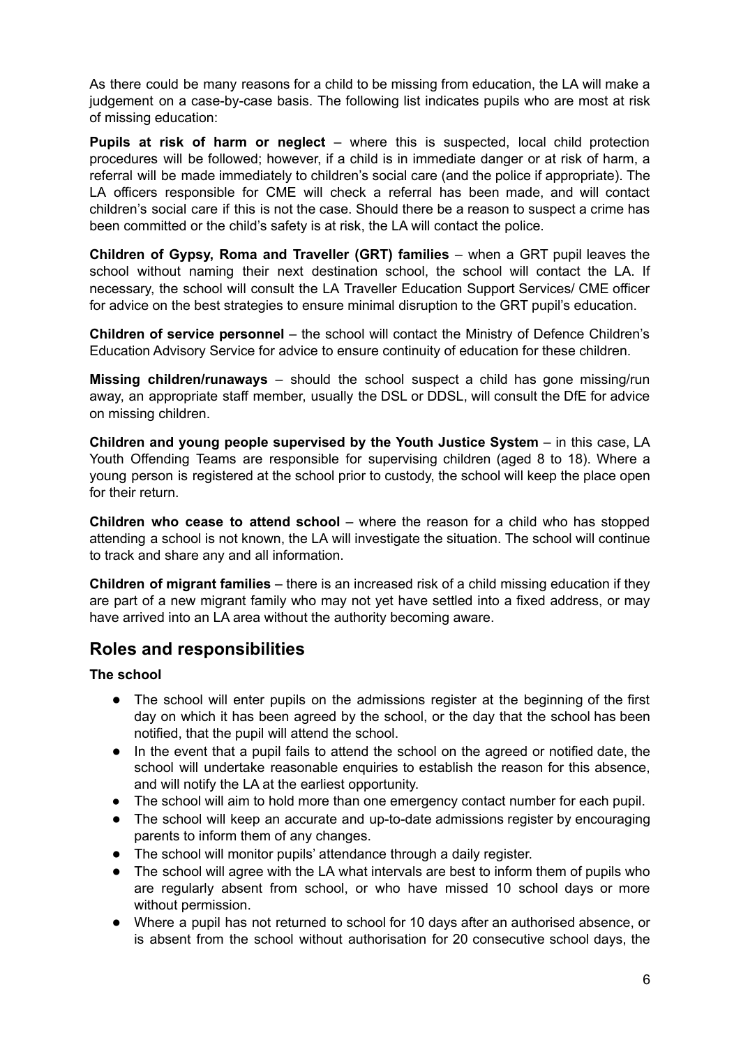As there could be many reasons for a child to be missing from education, the LA will make a judgement on a case-by-case basis. The following list indicates pupils who are most at risk of missing education:

**Pupils at risk of harm or neglect** – where this is suspected, local child protection procedures will be followed; however, if a child is in immediate danger or at risk of harm, a referral will be made immediately to children's social care (and the police if appropriate). The LA officers responsible for CME will check a referral has been made, and will contact children's social care if this is not the case. Should there be a reason to suspect a crime has been committed or the child's safety is at risk, the LA will contact the police.

**Children of Gypsy, Roma and Traveller (GRT) families** – when a GRT pupil leaves the school without naming their next destination school, the school will contact the LA. If necessary, the school will consult the LA Traveller Education Support Services/ CME officer for advice on the best strategies to ensure minimal disruption to the GRT pupil's education.

**Children of service personnel** – the school will contact the Ministry of Defence Children's Education Advisory Service for advice to ensure continuity of education for these children.

**Missing children/runaways** – should the school suspect a child has gone missing/run away, an appropriate staff member, usually the DSL or DDSL, will consult the DfE for advice on missing children.

**Children and young people supervised by the Youth Justice System** – in this case, LA Youth Offending Teams are responsible for supervising children (aged 8 to 18). Where a young person is registered at the school prior to custody, the school will keep the place open for their return.

**Children who cease to attend school** – where the reason for a child who has stopped attending a school is not known, the LA will investigate the situation. The school will continue to track and share any and all information.

**Children of migrant families** – there is an increased risk of a child missing education if they are part of a new migrant family who may not yet have settled into a fixed address, or may have arrived into an LA area without the authority becoming aware.

## Roles and responsibilities

**The school**

- The school will enter pupils on the admissions register at the beginning of the first day on which it has been agreed by the school, or the day that the school has been notified, that the pupil will attend the school.
- In the event that a pupil fails to attend the school on the agreed or notified date, the school will undertake reasonable enquiries to establish the reason for this absence, and will notify the LA at the earliest opportunity.
- The school will aim to hold more than one emergency contact number for each pupil.
- The school will keep an accurate and up-to-date admissions register by encouraging parents to inform them of any changes.
- The school will monitor pupils' attendance through a daily register.
- The school will agree with the LA what intervals are best to inform them of pupils who are regularly absent from school, or who have missed 10 school days or more without permission.
- Where a pupil has not returned to school for 10 days after an authorised absence, or is absent from the school without authorisation for 20 consecutive school days, the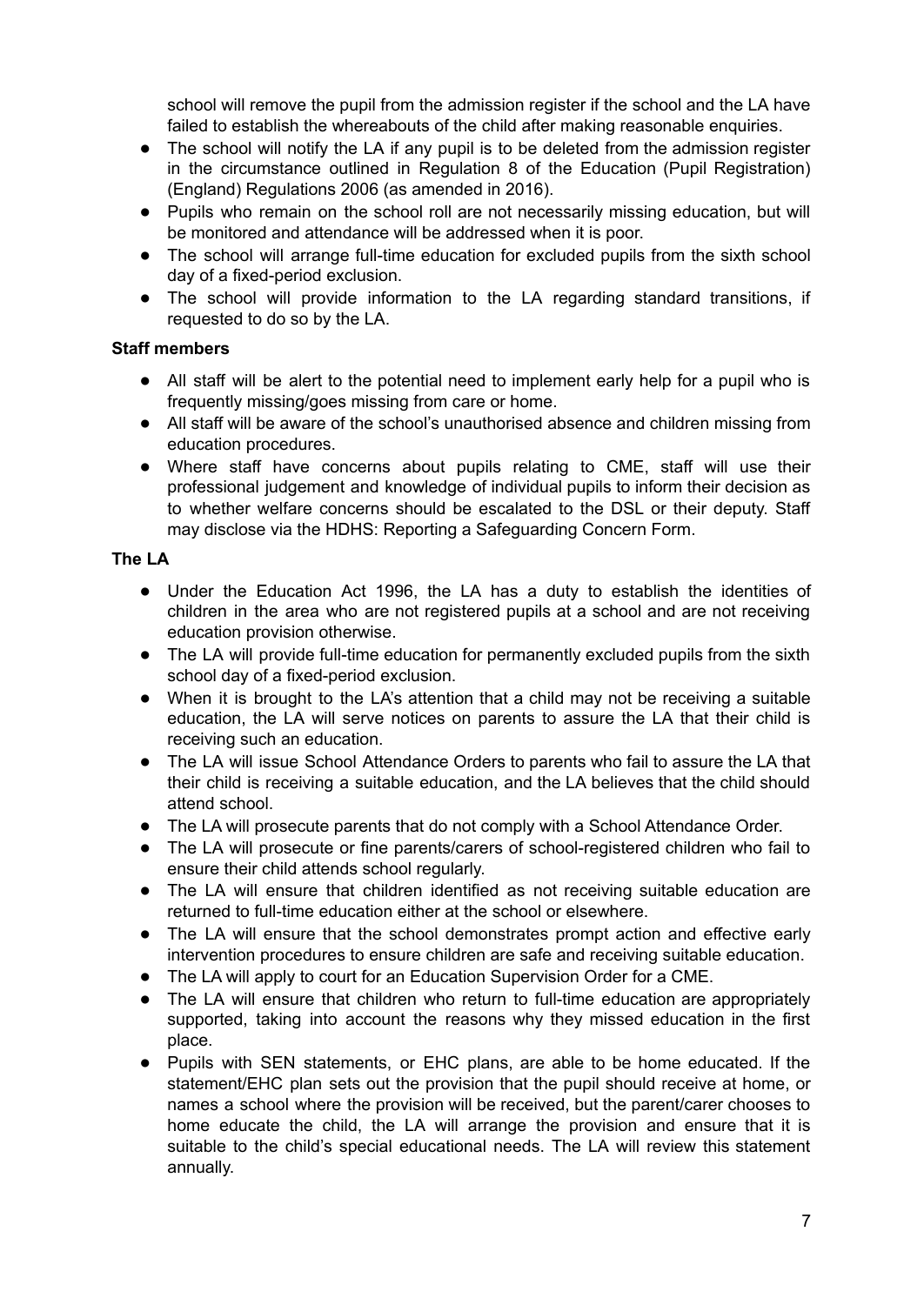school will remove the pupil from the admission register if the school and the LA have failed to establish the whereabouts of the child after making reasonable enquiries.

- The school will notify the LA if any pupil is to be deleted from the admission register in the circumstance outlined in Regulation 8 of the Education (Pupil Registration) (England) Regulations 2006 (as amended in 2016).
- Pupils who remain on the school roll are not necessarily missing education, but will be monitored and attendance will be addressed when it is poor.
- The school will arrange full-time education for excluded pupils from the sixth school day of a fixed-period exclusion.
- The school will provide information to the LA regarding standard transitions, if requested to do so by the LA.

**Staff members**

- All staff will be alert to the potential need to implement early help for a pupil who is frequently missing/goes missing from care or home.
- All staff will be aware of the school's unauthorised absence and children missing from education procedures.
- Where staff have concerns about pupils relating to CME, staff will use their professional judgement and knowledge of individual pupils to inform their decision as to whether welfare concerns should be escalated to the DSL or their deputy. Staff may disclose via the HDHS: Reporting a Safeguarding Concern Form.

**The LA**

- Under the Education Act 1996, the LA has a duty to establish the identities of children in the area who are not registered pupils at a school and are not receiving education provision otherwise.
- The LA will provide full-time education for permanently excluded pupils from the sixth school day of a fixed-period exclusion.
- When it is brought to the LA's attention that a child may not be receiving a suitable education, the LA will serve notices on parents to assure the LA that their child is receiving such an education.
- The LA will issue School Attendance Orders to parents who fail to assure the LA that their child is receiving a suitable education, and the LA believes that the child should attend school.
- The LA will prosecute parents that do not comply with a School Attendance Order.
- The LA will prosecute or fine parents/carers of school-registered children who fail to ensure their child attends school regularly.
- The LA will ensure that children identified as not receiving suitable education are returned to full-time education either at the school or elsewhere.
- The LA will ensure that the school demonstrates prompt action and effective early intervention procedures to ensure children are safe and receiving suitable education.
- The LA will apply to court for an Education Supervision Order for a CME.
- The LA will ensure that children who return to full-time education are appropriately supported, taking into account the reasons why they missed education in the first place.
- Pupils with SEN statements, or EHC plans, are able to be home educated. If the statement/EHC plan sets out the provision that the pupil should receive at home, or names a school where the provision will be received, but the parent/carer chooses to home educate the child, the LA will arrange the provision and ensure that it is suitable to the child's special educational needs. The LA will review this statement annually.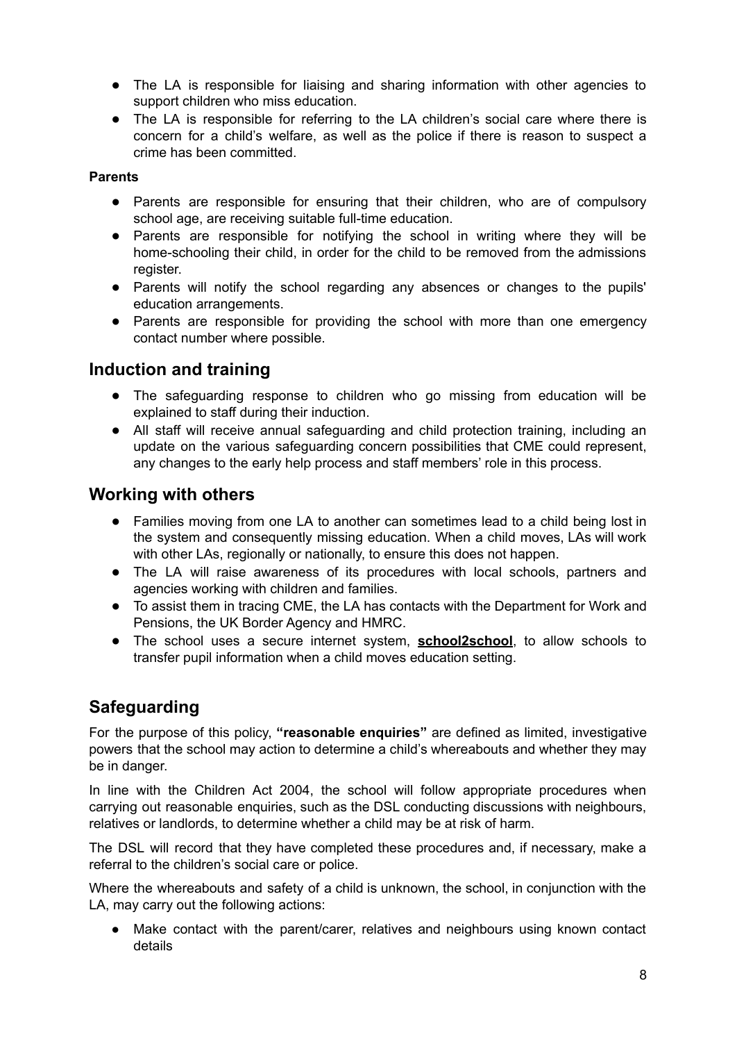- The LA is responsible for liaising and sharing information with other agencies to support children who miss education.
- The LA is responsible for referring to the LA children's social care where there is concern for a child's welfare, as well as the police if there is reason to suspect a crime has been committed.

**Parents**

- Parents are responsible for ensuring that their children, who are of compulsory school age, are receiving suitable full-time education.
- Parents are responsible for notifying the school in writing where they will be home-schooling their child, in order for the child to be removed from the admissions register.
- Parents will notify the school regarding any absences or changes to the pupils' education arrangements.
- Parents are responsible for providing the school with more than one emergency contact number where possible.

## Induction and training

- The safeguarding response to children who go missing from education will be explained to staff during their induction.
- All staff will receive annual safeguarding and child protection training, including an update on the various safeguarding concern possibilities that CME could represent, any changes to the early help process and staff members' role in this process.

## Working with others

- Families moving from one LA to another can sometimes lead to a child being lost in the system and consequently missing education. When a child moves, LAs will work with other LAs, regionally or nationally, to ensure this does not happen.
- The LA will raise awareness of its procedures with local schools, partners and agencies working with children and families.
- To assist them in tracing CME, the LA has contacts with the Department for Work and Pensions, the UK Border Agency and HMRC.
- The school uses a secure internet system, **school2school**, to allow schools to transfer pupil information when a child moves education setting.

## Safeguarding

For the purpose of this policy, **"reasonable enquiries"** are defined as limited, investigative powers that the school may action to determine a child's whereabouts and whether they may be in danger.

In line with the Children Act 2004, the school will follow appropriate procedures when carrying out reasonable enquiries, such as the DSL conducting discussions with neighbours, relatives or landlords, to determine whether a child may be at risk of harm.

The DSL will record that they have completed these procedures and, if necessary, make a referral to the children's social care or police.

Where the whereabouts and safety of a child is unknown, the school, in conjunction with the LA, may carry out the following actions:

- Make contact with the parent/carer, relatives and neighbours using known contact details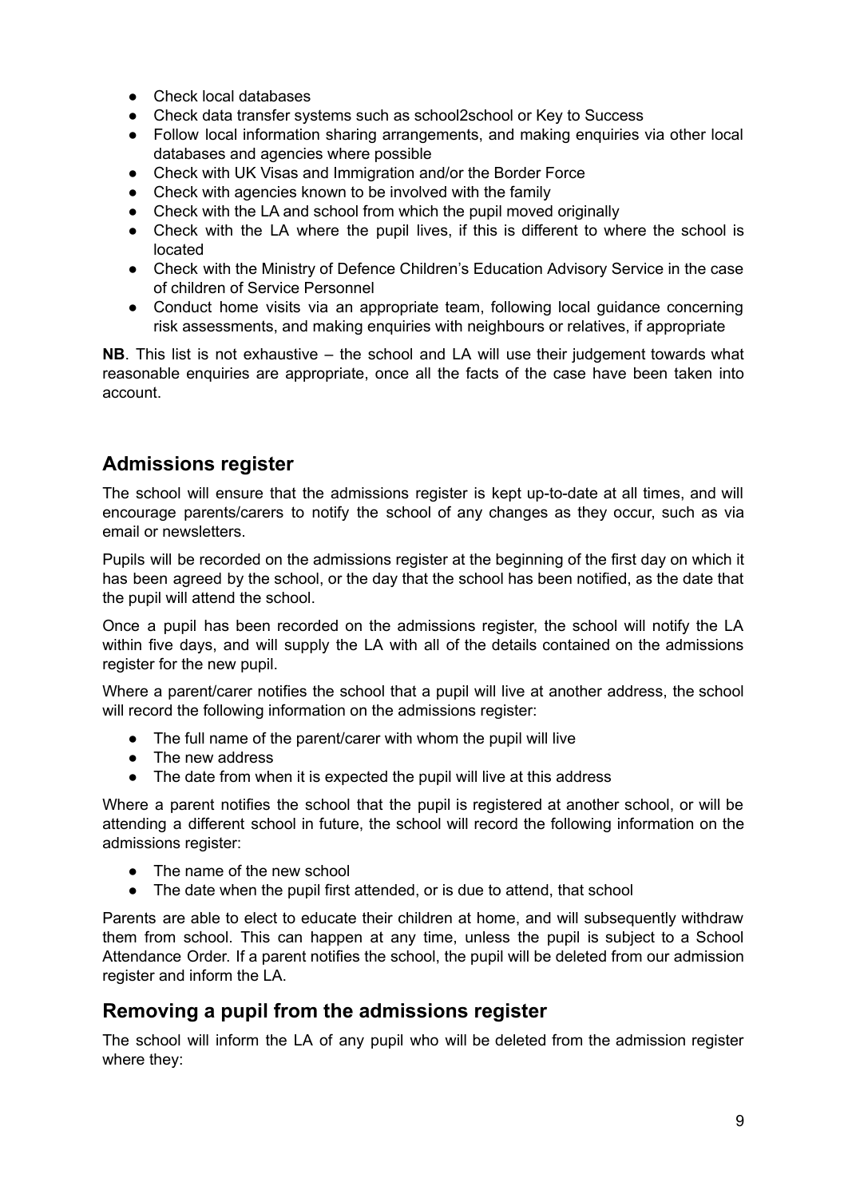- Check local databases
- Check data transfer systems such as school2school or Key to Success
- Follow local information sharing arrangements, and making enquiries via other local databases and agencies where possible
- Check with UK Visas and Immigration and/or the Border Force
- Check with agencies known to be involved with the family
- Check with the LA and school from which the pupil moved originally
- Check with the LA where the pupil lives, if this is different to where the school is located
- Check with the Ministry of Defence Children's Education Advisory Service in the case of children of Service Personnel
- Conduct home visits via an appropriate team, following local guidance concerning risk assessments, and making enquiries with neighbours or relatives, if appropriate

**NB**. This list is not exhaustive – the school and LA will use their judgement towards what reasonable enquiries are appropriate, once all the facts of the case have been taken into account.

## Admissions register

The school will ensure that the admissions register is kept up-to-date at all times, and will encourage parents/carers to notify the school of any changes as they occur, such as via email or newsletters.

Pupils will be recorded on the admissions register at the beginning of the first day on which it has been agreed by the school, or the day that the school has been notified, as the date that the pupil will attend the school.

Once a pupil has been recorded on the admissions register, the school will notify the LA within five days, and will supply the LA with all of the details contained on the admissions register for the new pupil.

Where a parent/carer notifies the school that a pupil will live at another address, the school will record the following information on the admissions register:

- The full name of the parent/carer with whom the pupil will live
- The new address
- The date from when it is expected the pupil will live at this address

Where a parent notifies the school that the pupil is registered at another school, or will be attending a different school in future, the school will record the following information on the admissions register:

- The name of the new school
- The date when the pupil first attended, or is due to attend, that school

Parents are able to elect to educate their children at home, and will subsequently withdraw them from school. This can happen at any time, unless the pupil is subject to a School Attendance Order. If a parent notifies the school, the pupil will be deleted from our admission register and inform the LA.

## Removing a pupil from the admissions register

The school will inform the LA of any pupil who will be deleted from the admission register where they: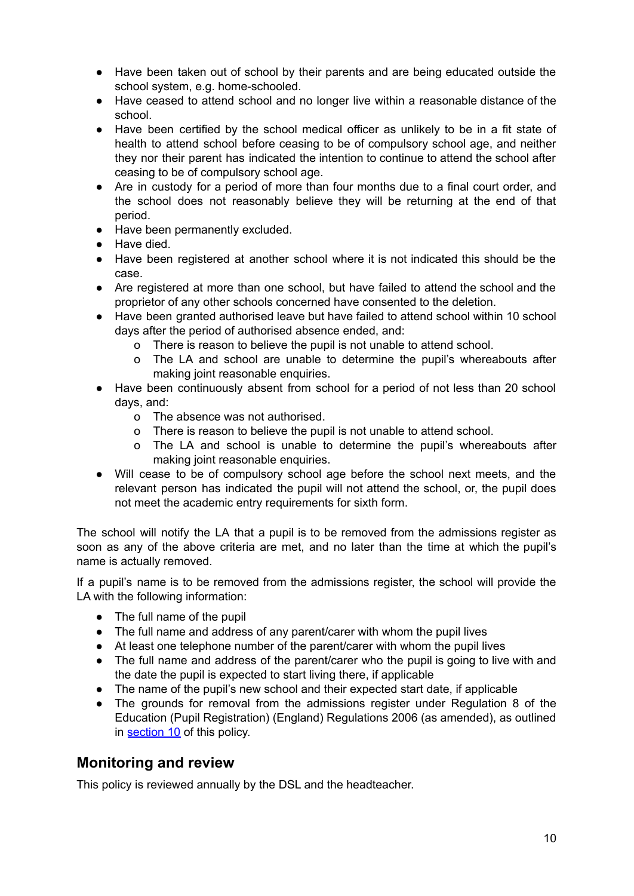- Have been taken out of school by their parents and are being educated outside the school system, e.g. home-schooled.
- Have ceased to attend school and no longer live within a reasonable distance of the school.
- Have been certified by the school medical officer as unlikely to be in a fit state of health to attend school before ceasing to be of compulsory school age, and neither they nor their parent has indicated the intention to continue to attend the school after ceasing to be of compulsory school age.
- Are in custody for a period of more than four months due to a final court order, and the school does not reasonably believe they will be returning at the end of that period.
- Have been permanently excluded.
- Have died.
- Have been registered at another school where it is not indicated this should be the case.
- Are registered at more than one school, but have failed to attend the school and the proprietor of any other schools concerned have consented to the deletion.
- Have been granted authorised leave but have failed to attend school within 10 school days after the period of authorised absence ended, and:
  - There is reason to believe the pupil is not unable to attend school.
  - The LA and school are unable to determine the pupil's whereabouts after making joint reasonable enquiries.
- Have been continuously absent from school for a period of not less than 20 school days, and:
  - The absence was not authorised.
  - There is reason to believe the pupil is not unable to attend school.
  - The LA and school is unable to determine the pupil's whereabouts after making joint reasonable enquiries.
- Will cease to be of compulsory school age before the school next meets, and the relevant person has indicated the pupil will not attend the school, or, the pupil does not meet the academic entry requirements for sixth form.

The school will notify the LA that a pupil is to be removed from the admissions register as soon as any of the above criteria are met, and no later than the time at which the pupil's name is actually removed.

If a pupil's name is to be removed from the admissions register, the school will provide the LA with the following information:

- The full name of the pupil
- The full name and address of any parent/carer with whom the pupil lives
- At least one telephone number of the parent/carer with whom the pupil lives
- The full name and address of the parent/carer who the pupil is going to live with and the date the pupil is expected to start living there, if applicable
- The name of the pupil's new school and their expected start date, if applicable
- The grounds for removal from the admissions register under Regulation 8 of the Education (Pupil Registration) (England) Regulations 2006 (as amended), as outlined in section 10 of this policy.

## Monitoring and review

This policy is reviewed annually by the DSL and the headteacher.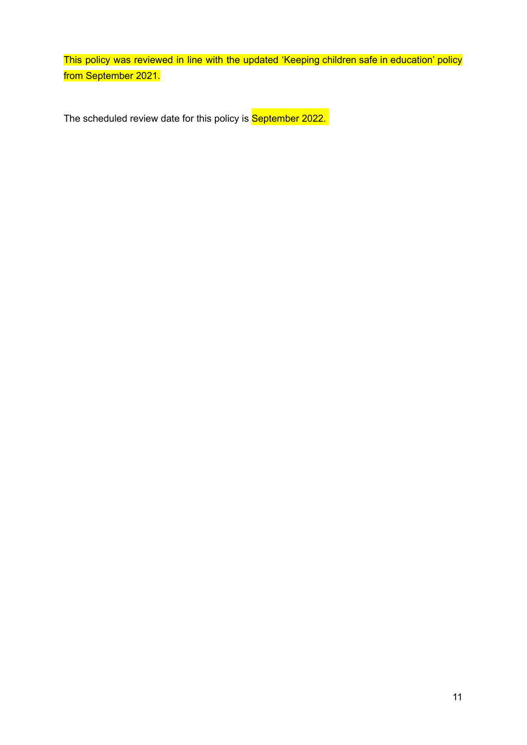This policy was reviewed in line with the updated 'Keeping children safe in education' policy from September 2021.

The scheduled review date for this policy is September 2022.